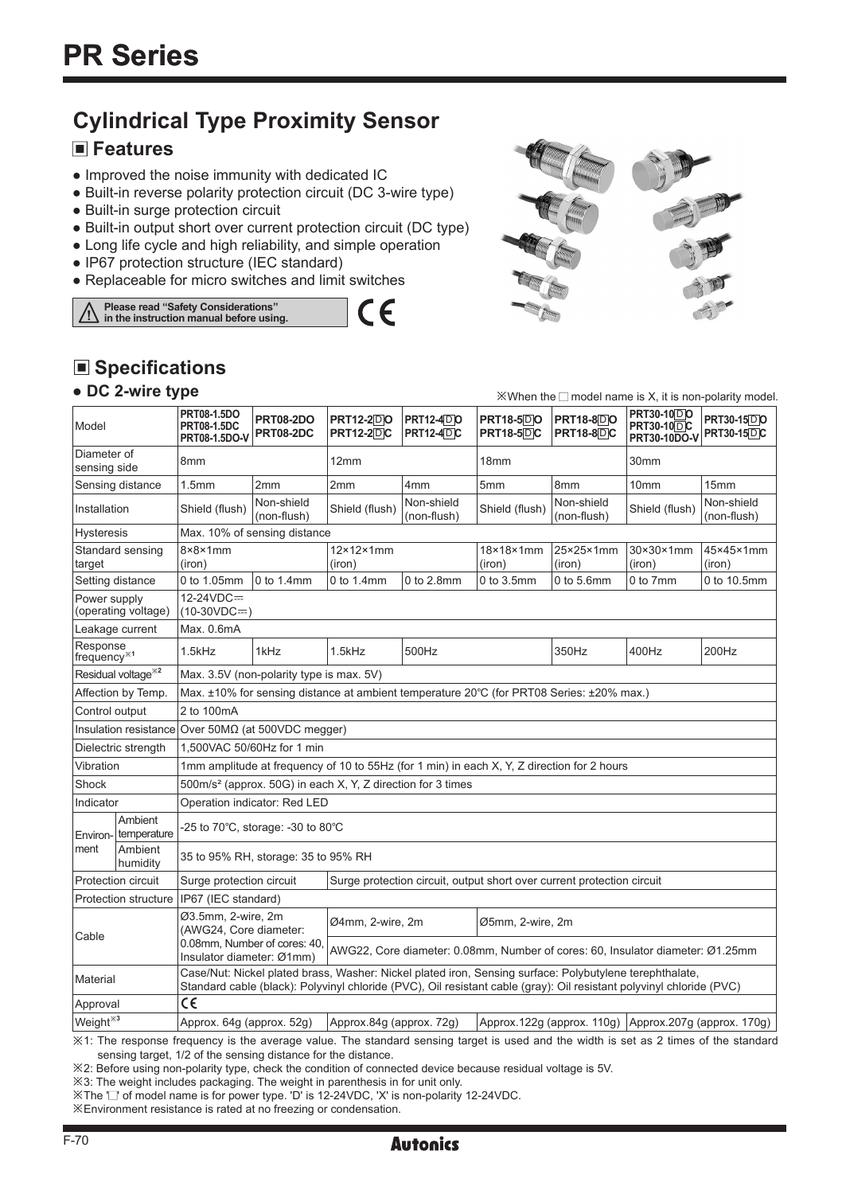# PR Series

## Cylindrical Type Proximity Sensor

### ■ Features

- Improved the noise immunity with dedicated IC
- Built-in reverse polarity protection circuit (DC 3-wire type)
- Built-in surge protection circuit
- Built-in output short over current protection circuit (DC type)
- Long life cycle and high reliability, and simple operation
- IP67 protection structure (IEC standard)
- Replaceable for micro switches and limit switches

⚠ Please read "Safety Considerations" in the instruction manual before using.

CE

### ■ Specifications

- **DC 2-wire type**

※When the □ model name is X, it is non-polarity model.

| Model | | PRT08-1.5DO PRT08-1.5DC PRT08-1.5DO-V | PRT08-2DO PRT08-2DC | PRT12-2□O PRT12-2□C | PRT12-4□O PRT12-4□C | PRT18-5□O PRT18-5□C | PRT18-8□O PRT18-8□C | PRT30-10□O PRT30-10□C PRT30-10DO-V | PRT30-15□O PRT30-15□C |
|---|---|---|---|---|---|---|---|---|---|
| Diameter of sensing side | | 8mm | | 12mm | | 18mm | | 30mm | |
| Sensing distance | | 1.5mm | 2mm | 2mm | 4mm | 5mm | 8mm | 10mm | 15mm |
| Installation | | Shield (flush) | Non-shield (non-flush) | Shield (flush) | Non-shield (non-flush) | Shield (flush) | Non-shield (non-flush) | Shield (flush) | Non-shield (non-flush) |
| Hysteresis | | Max. 10% of sensing distance | | | | | | | |
| Standard sensing target | | 8×8×1mm (iron) | | 12×12×1mm (iron) | | 18×18×1mm (iron) | 25×25×1mm (iron) | 30×30×1mm (iron) | 45×45×1mm (iron) |
| Setting distance | | 0 to 1.05mm | 0 to 1.4mm | 0 to 1.4mm | 0 to 2.8mm | 0 to 3.5mm | 0 to 5.6mm | 0 to 7mm | 0 to 10.5mm |
| Power supply (operating voltage) | | 12-24VDC⎓ (10-30VDC⎓) | | | | | | | |
| Leakage current | | Max. 0.6mA | | | | | | | |
| Response frequency※1 | | 1.5kHz | 1kHz | 1.5kHz | 500Hz | | 350Hz | 400Hz | 200Hz |
| Residual voltage※2 | | Max. 3.5V (non-polarity type is max. 5V) | | | | | | | |
| Affection by Temp. | | Max. ±10% for sensing distance at ambient temperature 20℃ (for PRT08 Series: ±20% max.) | | | | | | | |
| Control output | | 2 to 100mA | | | | | | | |
| Insulation resistance | | Over 50MΩ (at 500VDC megger) | | | | | | | |
| Dielectric strength | | 1,500VAC 50/60Hz for 1 min | | | | | | | |
| Vibration | | 1mm amplitude at frequency of 10 to 55Hz (for 1 min) in each X, Y, Z direction for 2 hours | | | | | | | |
| Shock | | 500m/s² (approx. 50G) in each X, Y, Z direction for 3 times | | | | | | | |
| Indicator | | Operation indicator: Red LED | | | | | | | |
| Environment | Ambient temperature | -25 to 70℃, storage: -30 to 80℃ | | | | | | | |
| | Ambient humidity | 35 to 95% RH, storage: 35 to 95% RH | | | | | | | |
| Protection circuit | | Surge protection circuit | | Surge protection circuit, output short over current protection circuit | | | | | |
| Protection structure | | IP67 (IEC standard) | | | | | | | |
| Cable | | Ø3.5mm, 2-wire, 2m (AWG24, Core diameter: 0.08mm, Number of cores: 40, Insulator diameter: Ø1mm) | | Ø4mm, 2-wire, 2m | | Ø5mm, 2-wire, 2m | | | |
| | | | | AWG22, Core diameter: 0.08mm, Number of cores: 60, Insulator diameter: Ø1.25mm | | | | | |
| Material | | Case/Nut: Nickel plated brass, Washer: Nickel plated iron, Sensing surface: Polybutylene terephthalate, Standard cable (black): Polyvinyl chloride (PVC), Oil resistant cable (gray): Oil resistant polyvinyl chloride (PVC) | | | | | | | |
| Approval | | CE | | | | | | | |
| Weight※3 | | Approx. 64g (approx. 52g) | | Approx.84g (approx. 72g) | | Approx.122g (approx. 110g) | | Approx.207g (approx. 170g) | |

※1: The response frequency is the average value. The standard sensing target is used and the width is set as 2 times of the standard sensing target, 1/2 of the sensing distance for the distance.

※2: Before using non-polarity type, check the condition of connected device because residual voltage is 5V.

※3: The weight includes packaging. The weight in parenthesis in for unit only.

※The '□' of model name is for power type. 'D' is 12-24VDC, 'X' is non-polarity 12-24VDC.

※Environment resistance is rated at no freezing or condensation.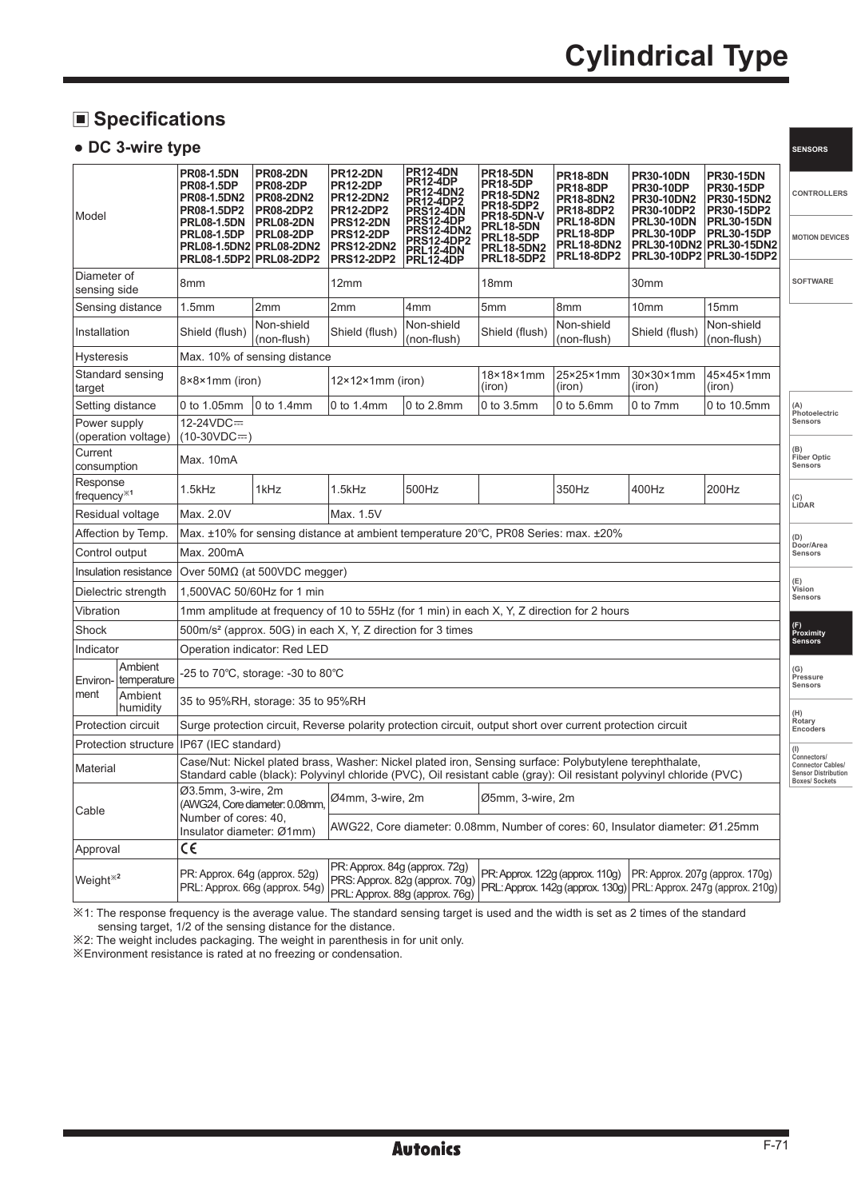# Cylindrical Type

## ■ Specifications

### ● DC 3-wire type

| Model | | PR08-1.5DN PR08-1.5DP PR08-1.5DN2 PR08-1.5DP2 PRL08-1.5DN PRL08-1.5DP PRL08-1.5DN2 PRL08-1.5DP2 | PR08-2DN PR08-2DP PR08-2DN2 PR08-2DP2 PRL08-2DN PRL08-2DP PRL08-2DN2 PRL08-2DP2 | PR12-2DN PR12-2DP PR12-2DN2 PR12-2DP2 PRS12-2DN PRS12-2DP PRS12-2DN2 PRS12-2DP2 | PR12-4DN PR12-4DP PR12-4DN2 PR12-4DP2 PRS12-4DN PRS12-4DP PRS12-4DN2 PRS12-4DP2 PRL12-4DN PRL12-4DP | PR18-5DN PR18-5DP PR18-5DN2 PR18-5DP2 PR18-5DN-V PRL18-5DN PRL18-5DP PRL18-5DN2 PRL18-5DP2 | PR18-8DN PR18-8DP PR18-8DN2 PR18-8DP2 PRL18-8DN PRL18-8DP PRL18-8DN2 PRL18-8DP2 | PR30-10DN PR30-10DP PR30-10DN2 PR30-10DP2 PRL30-10DN PRL30-10DP PRL30-10DN2 PRL30-10DP2 | PR30-15DN PR30-15DP PR30-15DN2 PR30-15DP2 PRL30-15DN PRL30-15DP PRL30-15DN2 PRL30-15DP2 |
|---|---|---|---|---|---|---|---|---|---|
| Diameter of sensing side | | 8mm | | 12mm | | 18mm | | 30mm | |
| Sensing distance | | 1.5mm | 2mm | 2mm | 4mm | 5mm | 8mm | 10mm | 15mm |
| Installation | | Shield (flush) | Non-shield (non-flush) | Shield (flush) | Non-shield (non-flush) | Shield (flush) | Non-shield (non-flush) | Shield (flush) | Non-shield (non-flush) |
| Hysteresis | | Max. 10% of sensing distance | | | | | | | |
| Standard sensing target | | 8×8×1mm (iron) | | 12×12×1mm (iron) | | 18×18×1mm (iron) | 25×25×1mm (iron) | 30×30×1mm (iron) | 45×45×1mm (iron) |
| Setting distance | | 0 to 1.05mm | 0 to 1.4mm | 0 to 1.4mm | 0 to 2.8mm | 0 to 3.5mm | 0 to 5.6mm | 0 to 7mm | 0 to 10.5mm |
| Power supply (operation voltage) | | 12-24VDC⎓ (10-30VDC⎓) | | | | | | | |
| Current consumption | | Max. 10mA | | | | | | | |
| Response frequency※1 | | 1.5kHz | 1kHz | 1.5kHz | 500Hz | | 350Hz | 400Hz | 200Hz |
| Residual voltage | | Max. 2.0V | | Max. 1.5V | | | | | |
| Affection by Temp. | | Max. ±10% for sensing distance at ambient temperature 20℃, PR08 Series: max. ±20% | | | | | | | |
| Control output | | Max. 200mA | | | | | | | |
| Insulation resistance | | Over 50MΩ (at 500VDC megger) | | | | | | | |
| Dielectric strength | | 1,500VAC 50/60Hz for 1 min | | | | | | | |
| Vibration | | 1mm amplitude at frequency of 10 to 55Hz (for 1 min) in each X, Y, Z direction for 2 hours | | | | | | | |
| Shock | | 500m/s² (approx. 50G) in each X, Y, Z direction for 3 times | | | | | | | |
| Indicator | | Operation indicator: Red LED | | | | | | | |
| Environment | Ambient temperature | -25 to 70℃, storage: -30 to 80℃ | | | | | | | |
| | Ambient humidity | 35 to 95%RH, storage: 35 to 95%RH | | | | | | | |
| Protection circuit | | Surge protection circuit, Reverse polarity protection circuit, output short over current protection circuit | | | | | | | |
| Protection structure | | IP67 (IEC standard) | | | | | | | |
| Material | | Case/Nut: Nickel plated brass, Washer: Nickel plated iron, Sensing surface: Polybutylene terephthalate, Standard cable (black): Polyvinyl chloride (PVC), Oil resistant cable (gray): Oil resistant polyvinyl chloride (PVC) | | | | | | | |
| Cable | | Ø3.5mm, 3-wire, 2m (AWG24, Core diameter: 0.08mm, Number of cores: 40, Insulator diameter: Ø1mm) | | Ø4mm, 3-wire, 2m | | Ø5mm, 3-wire, 2m | | | |
| | | | | AWG22, Core diameter: 0.08mm, Number of cores: 60, Insulator diameter: Ø1.25mm | | | | | |
| Approval | | CE | | | | | | | |
| Weight※2 | | PR: Approx. 64g (approx. 52g) PRL: Approx. 66g (approx. 54g) | | PR: Approx. 84g (approx. 72g) PRS: Approx. 82g (approx. 70g) PRL: Approx. 88g (approx. 76g) | | PR: Approx. 122g (approx. 110g) PRL: Approx. 142g (approx. 130g) | | PR: Approx. 207g (approx. 170g) PRL: Approx. 247g (approx. 210g) | |

※1: The response frequency is the average value. The standard sensing target is used and the width is set as 2 times of the standard sensing target, 1/2 of the sensing distance for the distance.

※2: The weight includes packaging. The weight in parenthesis in for unit only.

※Environment resistance is rated at no freezing or condensation.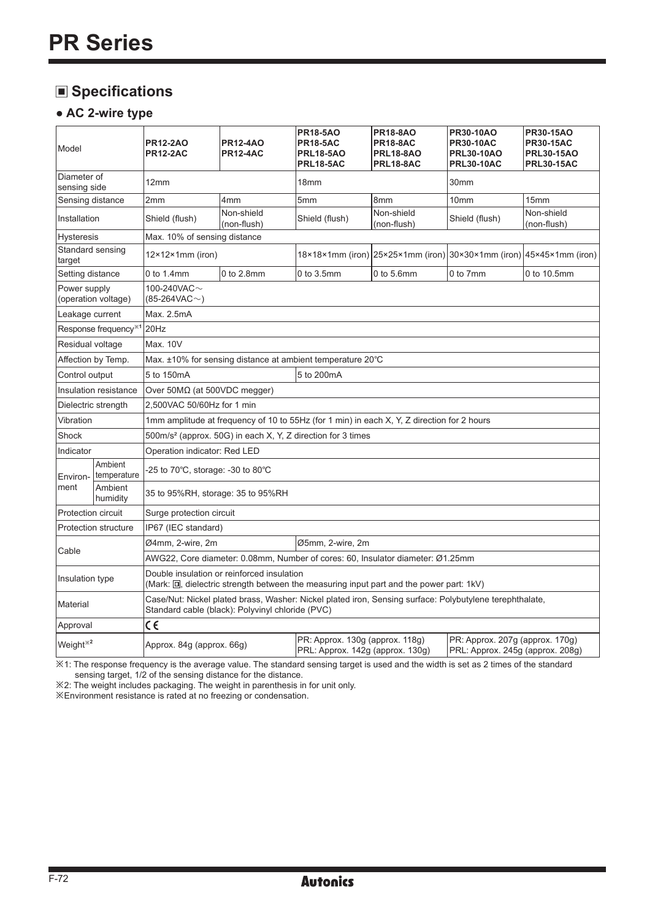# PR Series

## ■ Specifications

### ● AC 2-wire type

| Model | | PR12-2AO<br>PR12-2AC | PR12-4AO<br>PR12-4AC | PR18-5AO<br>PR18-5AC<br>PRL18-5AO<br>PRL18-5AC | PR18-8AO<br>PR18-8AC<br>PRL18-8AO<br>PRL18-8AC | PR30-10AO<br>PR30-10AC<br>PRL30-10AO<br>PRL30-10AC | PR30-15AO<br>PR30-15AC<br>PRL30-15AO<br>PRL30-15AC |
|---|---|---|---|---|---|---|---|
| Diameter of sensing side | | 12mm | | 18mm | | 30mm | |
| Sensing distance | | 2mm | 4mm | 5mm | 8mm | 10mm | 15mm |
| Installation | | Shield (flush) | Non-shield (non-flush) | Shield (flush) | Non-shield (non-flush) | Shield (flush) | Non-shield (non-flush) |
| Hysteresis | | Max. 10% of sensing distance | | | | | |
| Standard sensing target | | 12×12×1mm (iron) | | 18×18×1mm (iron) | 25×25×1mm (iron) | 30×30×1mm (iron) | 45×45×1mm (iron) |
| Setting distance | | 0 to 1.4mm | 0 to 2.8mm | 0 to 3.5mm | 0 to 5.6mm | 0 to 7mm | 0 to 10.5mm |
| Power supply (operation voltage) | | 100-240VAC～ (85-264VAC～) | | | | | |
| Leakage current | | Max. 2.5mA | | | | | |
| Response frequency※1 | | 20Hz | | | | | |
| Residual voltage | | Max. 10V | | | | | |
| Affection by Temp. | | Max. ±10% for sensing distance at ambient temperature 20℃ | | | | | |
| Control output | | 5 to 150mA | | 5 to 200mA | | | |
| Insulation resistance | | Over 50MΩ (at 500VDC megger) | | | | | |
| Dielectric strength | | 2,500VAC 50/60Hz for 1 min | | | | | |
| Vibration | | 1mm amplitude at frequency of 10 to 55Hz (for 1 min) in each X, Y, Z direction for 2 hours | | | | | |
| Shock | | 500m/s² (approx. 50G) in each X, Y, Z direction for 3 times | | | | | |
| Indicator | | Operation indicator: Red LED | | | | | |
| Environ-ment | Ambient temperature | -25 to 70℃, storage: -30 to 80℃ | | | | | |
| | Ambient humidity | 35 to 95%RH, storage: 35 to 95%RH | | | | | |
| Protection circuit | | Surge protection circuit | | | | | |
| Protection structure | | IP67 (IEC standard) | | | | | |
| Cable | | Ø4mm, 2-wire, 2m | | Ø5mm, 2-wire, 2m | | | |
| | | AWG22, Core diameter: 0.08mm, Number of cores: 60, Insulator diameter: Ø1.25mm | | | | | |
| Insulation type | | Double insulation or reinforced insulation<br>(Mark: ⧈, dielectric strength between the measuring input part and the power part: 1kV) | | | | | |
| Material | | Case/Nut: Nickel plated brass, Washer: Nickel plated iron, Sensing surface: Polybutylene terephthalate,<br>Standard cable (black): Polyvinyl chloride (PVC) | | | | | |
| Approval | | CE | | | | | |
| Weight※2 | | Approx. 84g (approx. 66g) | | PR: Approx. 130g (approx. 118g)<br>PRL: Approx. 142g (approx. 130g) | | PR: Approx. 207g (approx. 170g)<br>PRL: Approx. 245g (approx. 208g) | |

※1: The response frequency is the average value. The standard sensing target is used and the width is set as 2 times of the standard sensing target, 1/2 of the sensing distance for the distance.

※2: The weight includes packaging. The weight in parenthesis in for unit only.

※Environment resistance is rated at no freezing or condensation.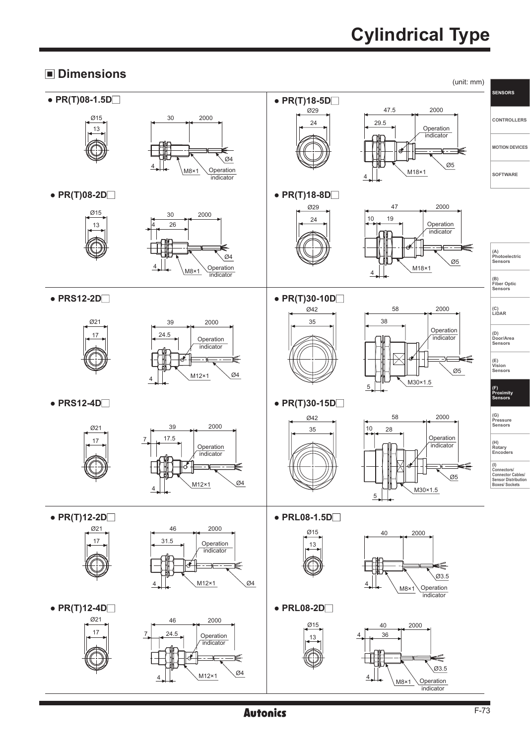# Cylindrical Type

## ■ Dimensions

(unit: mm)

● PR(T)08-1.5D□

Ø15, 13, 30, 2000, 4, M8×1, Ø4, Operation indicator

● PR(T)08-2D□

Ø15, 13, 30, 2000, 4, 26, 4, M8×1, Ø4, Operation indicator

● PRS12-2D□

Ø21, 17, 39, 2000, 24.5, Operation indicator, 4, M12×1, Ø4

● PRS12-4D□

Ø21, 17, 39, 2000, 7, 17.5, Operation indicator, 4, M12×1, Ø4

● PR(T)12-2D□

Ø21, 17, 46, 2000, 31.5, Operation indicator, 4, M12×1, Ø4

● PR(T)12-4D□

Ø21, 17, 46, 2000, 7, 24.5, Operation indicator, 4, M12×1, Ø4

● PR(T)18-5D□

Ø29, 24, 47.5, 2000, 29.5, Operation indicator, 4, M18×1, Ø5

● PR(T)18-8D□

Ø29, 24, 47, 2000, 10, 19, Operation indicator, 4, M18×1, Ø5

● PR(T)30-10D□

Ø42, 35, 58, 2000, 38, Operation indicator, 5, M30×1.5, Ø5

● PR(T)30-15D□

Ø42, 35, 58, 2000, 10, 28, Operation indicator, 5, M30×1.5, Ø5

● PRL08-1.5D□

Ø15, 13, 40, 2000, 4, M8×1, Ø3.5, Operation indicator

● PRL08-2D□

Ø15, 13, 40, 2000, 4, 36, 4, M8×1, Ø3.5, Operation indicator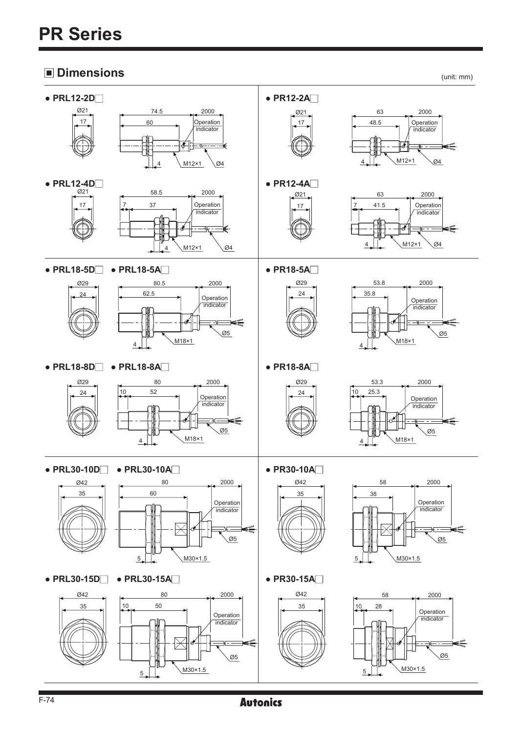# PR Series

## ■ Dimensions

(unit: mm)

● PRL12-2D□

Ø21, 17, 74.5, 60, 2000, Operation indicator, 4, M12×1, Ø4

● PR12-2A□

Ø21, 17, 63, 48.5, 2000, Operation indicator, 4, M12×1, Ø4

● PRL12-4D□

Ø21, 17, 58.5, 7, 37, 2000, Operation indicator, 4, M12×1, Ø4

● PR12-4A□

Ø21, 17, 63, 7, 41.5, 2000, Operation indicator, 4, M12×1, Ø4

● PRL18-5D□ ● PRL18-5A□

Ø29, 24, 80.5, 62.5, 2000, Operation indicator, 4, M18×1, Ø5

● PR18-5A□

Ø29, 24, 53.8, 35.8, 2000, Operation indicator, 4, M18×1, Ø5

● PRL18-8D□ ● PRL18-8A□

Ø29, 24, 80, 10, 52, 2000, Operation indicator, 4, M18×1, Ø5

● PR18-8A□

Ø29, 24, 53.3, 10, 25.3, 2000, Operation indicator, 4, M18×1, Ø5

● PRL30-10D□ ● PRL30-10A□

Ø42, 35, 80, 60, 2000, Operation indicator, 5, M30×1.5, Ø5

● PR30-10A□

Ø42, 35, 58, 38, 2000, Operation indicator, 5, M30×1.5, Ø5

● PRL30-15D□ ● PRL30-15A□

Ø42, 35, 80, 10, 50, 2000, Operation indicator, 5, M30×1.5, Ø5

● PR30-15A□

Ø42, 35, 58, 10, 28, 2000, Operation indicator, 5, M30×1.5, Ø5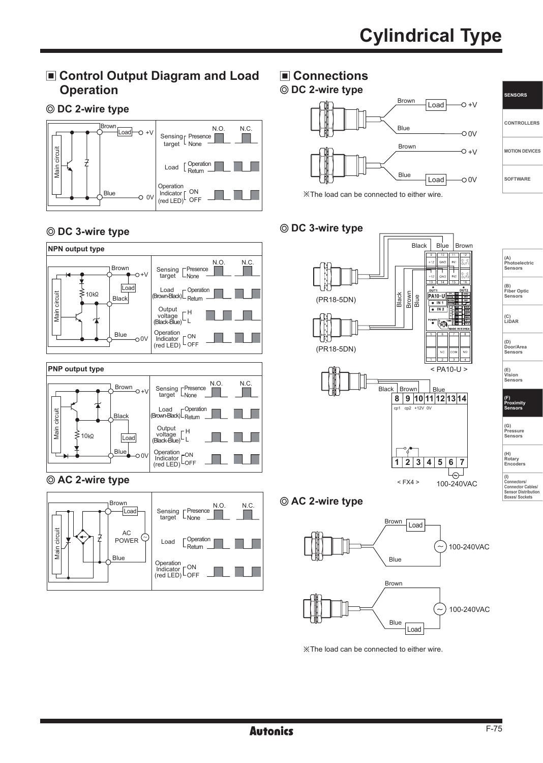# Cylindrical Type

## ■ Control Output Diagram and Load Operation

### ◎ DC 2-wire type

Brown, Load, +V, Main circuit, Blue, 0V

| | | N.O. | N.C. |
|---|---|---|---|
| Sensing target | Presence / None | | |
| Load | Operation / Return | | |
| Operation Indicator (red LED) | ON / OFF | | |

### ◎ DC 3-wire type

**NPN output type**

Brown, +V, Load, Black, 10kΩ, Main circuit, Blue, 0V

| | | N.O. | N.C. |
|---|---|---|---|
| Sensing target | Presence / None | | |
| Load (Brown-Black) | Operation / Return | | |
| Output voltage (Black-Blue) | H / L | | |
| Operation Indicator (red LED) | ON / OFF | | |

**PNP output type**

Brown, +V, Black, Load, 10kΩ, Main circuit, Blue, 0V

| | | N.O. | N.C. |
|---|---|---|---|
| Sensing target | Presence / None | | |
| Load (Brown-Black) | Operation / Return | | |
| Output voltage (Black-Blue) | H / L | | |
| Operation Indicator (red LED) | ON / OFF | | |

### ◎ AC 2-wire type

Brown, Load, AC POWER, Main circuit, Blue

| | | N.O. | N.C. |
|---|---|---|---|
| Sensing target | Presence / None | | |
| Load | Operation / Return | | |
| Operation Indicator (red LED) | ON / OFF | | |

## ■ Connections

### ◎ DC 2-wire type

Brown, Load, +V, Blue, 0V

Brown, +V, Blue, Load, 0V

※The load can be connected to either wire.

### ◎ DC 3-wire type

Black, Blue, Brown

(PR18-5DN)

(PR18-5DN)

< PA10-U >

Black, Brown, Blue

8 9 10 11 12 13 14 (cp1 cp2 +12V 0V)

1 2 3 4 5 6 7

< FX4 > 100-240VAC

### ◎ AC 2-wire type

Brown, Load, Blue, 100-240VAC

Brown, Blue, Load, 100-240VAC

※The load can be connected to either wire.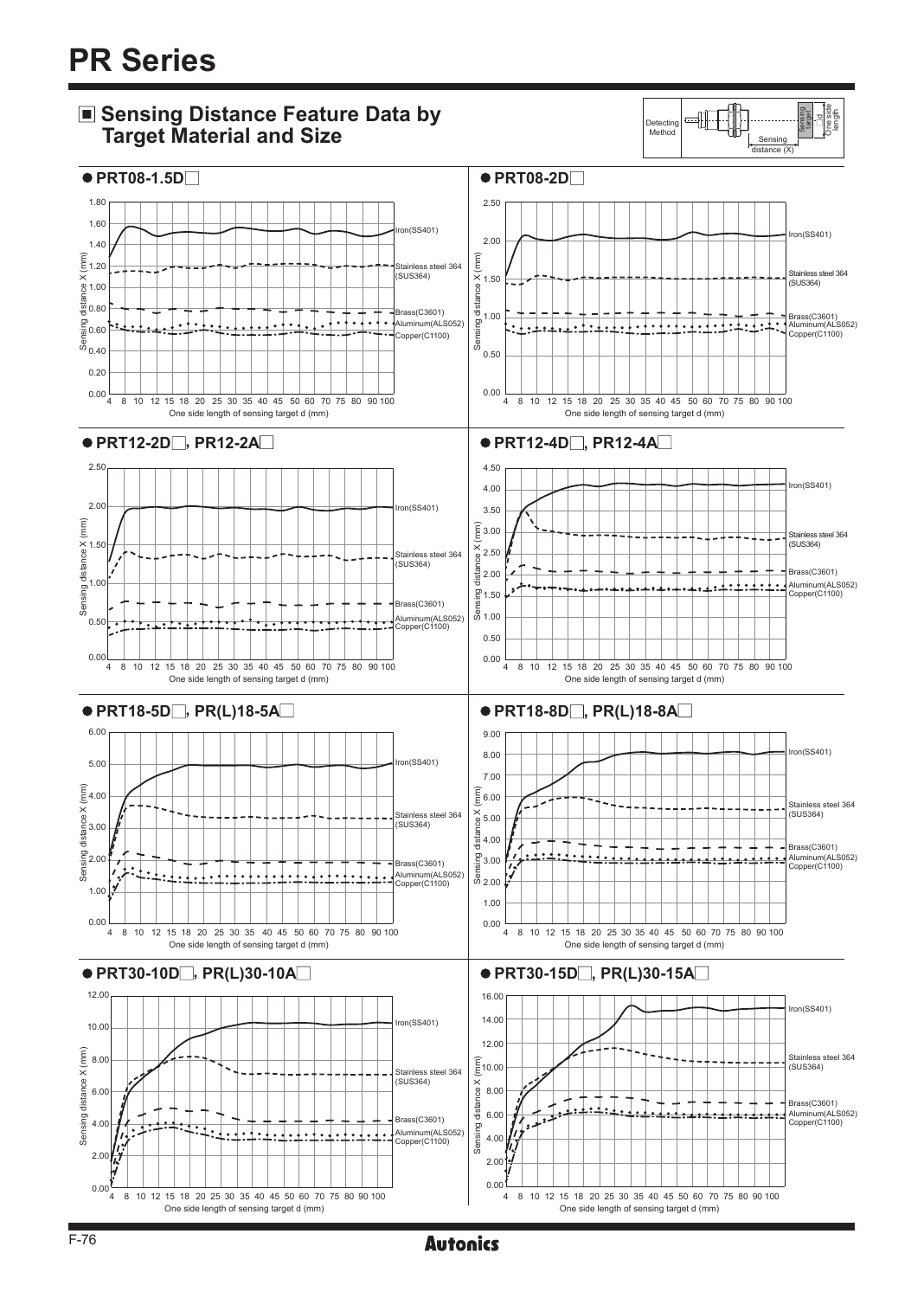# PR Series

## ■ Sensing Distance Feature Data by Target Material and Size

Detecting Method — Sensing target, □d One side length, Sensing distance (X)

### ● PRT08-1.5D□

Sensing distance X (mm) vs. One side length of sensing target d (mm)

Iron(SS401), Stainless steel 364 (SUS364), Brass(C3601), Aluminum(ALS052), Copper(C1100)

### ● PRT08-2D□

Sensing distance X (mm) vs. One side length of sensing target d (mm)

Iron(SS401), Stainless steel 364 (SUS364), Brass(C3601), Aluminum(ALS052), Copper(C1100)

### ● PRT12-2D□, PR12-2A□

Sensing distance X (mm) vs. One side length of sensing target d (mm)

Iron(SS401), Stainless steel 364 (SUS364), Brass(C3601), Aluminum(ALS052), Copper(C1100)

### ● PRT12-4D□, PR12-4A□

Sensing distance X (mm) vs. One side length of sensing target d (mm)

Iron(SS401), Stainless steel 364 (SUS364), Brass(C3601), Aluminum(ALS052), Copper(C1100)

### ● PRT18-5D□, PR(L)18-5A□

Sensing distance X (mm) vs. One side length of sensing target d (mm)

Iron(SS401), Stainless steel 364 (SUS364), Brass(C3601), Aluminum(ALS052), Copper(C1100)

### ● PRT18-8D□, PR(L)18-8A□

Sensing distance X (mm) vs. One side length of sensing target d (mm)

Iron(SS401), Stainless steel 364 (SUS364), Brass(C3601), Aluminum(ALS052), Copper(C1100)

### ● PRT30-10D□, PR(L)30-10A□

Sensing distance X (mm) vs. One side length of sensing target d (mm)

Iron(SS401), Stainless steel 364 (SUS364), Brass(C3601), Aluminum(ALS052), Copper(C1100)

### ● PRT30-15D□, PR(L)30-15A□

Sensing distance X (mm) vs. One side length of sensing target d (mm)

Iron(SS401), Stainless steel 364 (SUS364), Brass(C3601), Aluminum(ALS052), Copper(C1100)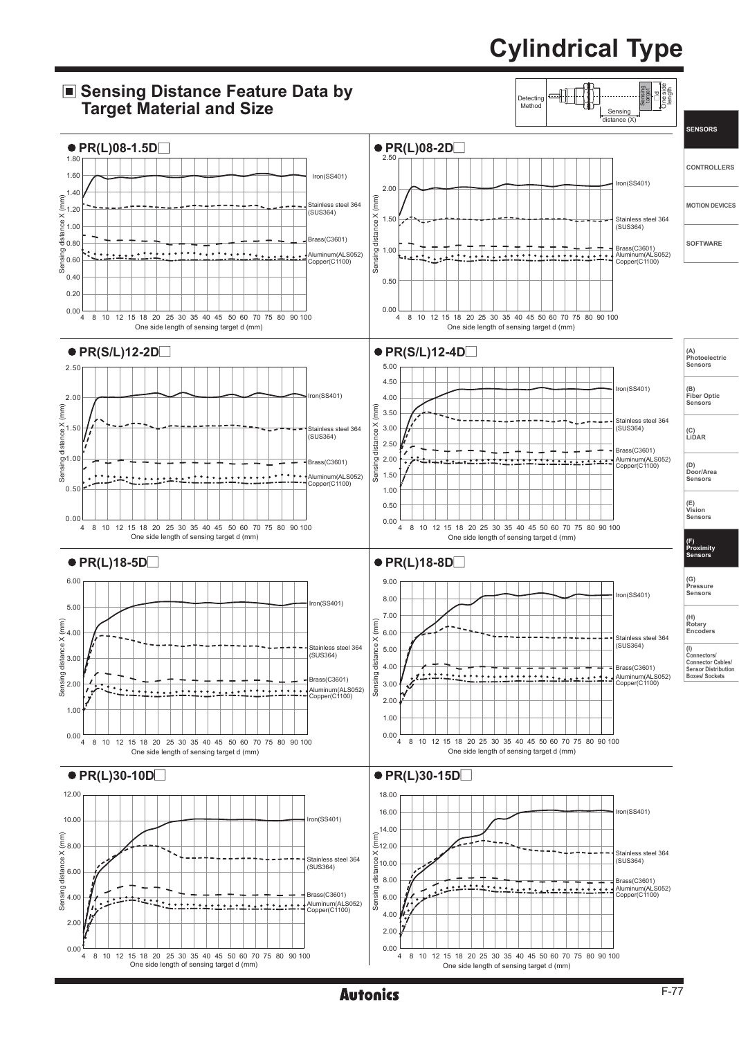# Cylindrical Type

## ■ Sensing Distance Feature Data by Target Material and Size

Detecting Method — Sensing target □d, One side length — Sensing distance (X)

### ● PR(L)08-1.5D□

Sensing distance X (mm) vs. One side length of sensing target d (mm)

Iron(SS401)
Stainless steel 364 (SUS364)
Brass(C3601)
Aluminum(ALS052)
Copper(C1100)

### ● PR(L)08-2D□

Sensing distance X (mm) vs. One side length of sensing target d (mm)

Iron(SS401)
Stainless steel 364 (SUS364)
Brass(C3601)
Aluminum(ALS052)
Copper(C1100)

### ● PR(S/L)12-2D□

Sensing distance X (mm) vs. One side length of sensing target d (mm)

Iron(SS401)
Stainless steel 364 (SUS364)
Brass(C3601)
Aluminum(ALS052)
Copper(C1100)

### ● PR(S/L)12-4D□

Sensing distance X (mm) vs. One side length of sensing target d (mm)

Iron(SS401)
Stainless steel 364 (SUS364)
Brass(C3601)
Aluminum(ALS052)
Copper(C1100)

### ● PR(L)18-5D□

Sensing distance X (mm) vs. One side length of sensing target d (mm)

Iron(SS401)
Stainless steel 364 (SUS364)
Brass(C3601)
Aluminum(ALS052)
Copper(C1100)

### ● PR(L)18-8D□

Sensing distance X (mm) vs. One side length of sensing target d (mm)

Iron(SS401)
Stainless steel 364 (SUS364)
Brass(C3601)
Aluminum(ALS052)
Copper(C1100)

### ● PR(L)30-10D□

Sensing distance X (mm) vs. One side length of sensing target d (mm)

Iron(SS401)
Stainless steel 364 (SUS364)
Brass(C3601)
Aluminum(ALS052)
Copper(C1100)

### ● PR(L)30-15D□

Sensing distance X (mm) vs. One side length of sensing target d (mm)

Iron(SS401)
Stainless steel 364 (SUS364)
Brass(C3601)
Aluminum(ALS052)
Copper(C1100)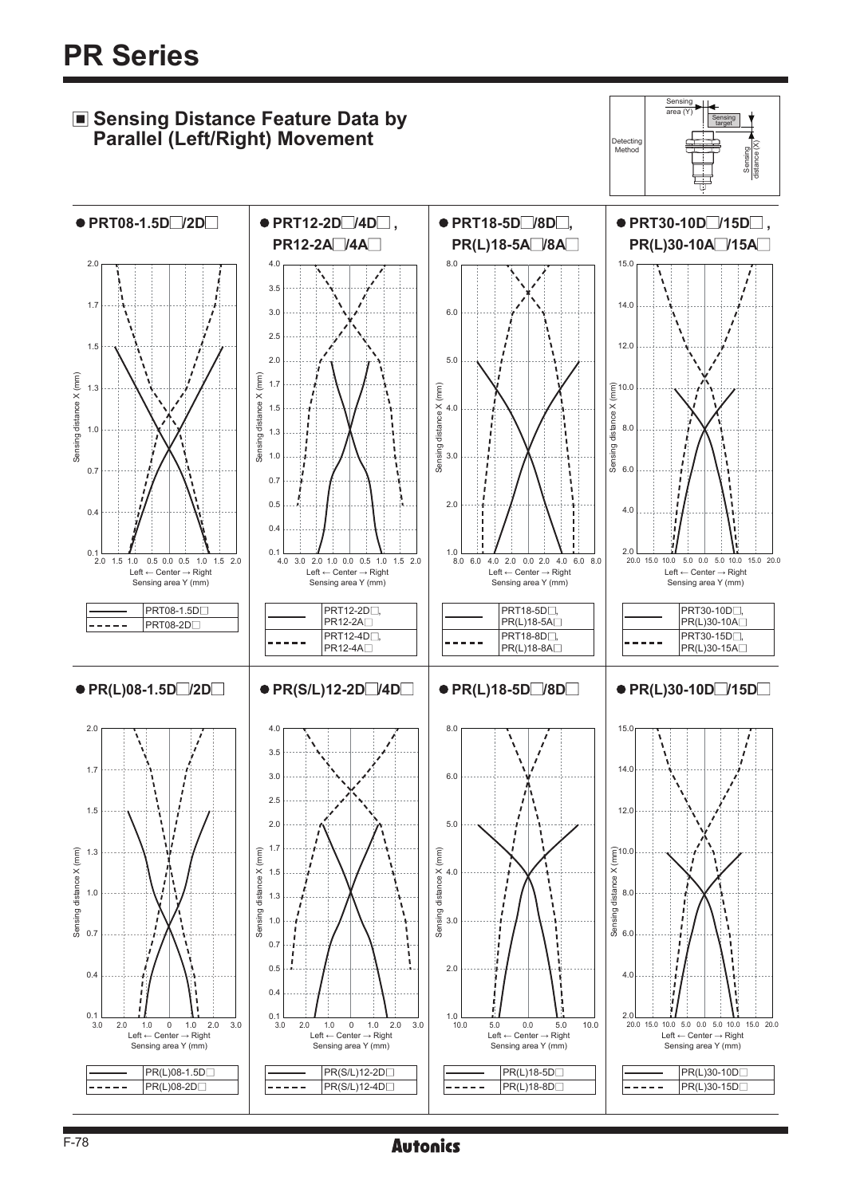# PR Series

## ■ Sensing Distance Feature Data by Parallel (Left/Right) Movement

Detecting Method — Sensing area (Y), Sensing target, Sensing distance (X)

### ● PRT08-1.5D□/2D□

Sensing distance X (mm) vs. Left ← Center → Right, Sensing area Y (mm)

| | |
|---|---|
| ——— | PRT08-1.5D□ |
| - - - - - | PRT08-2D□ |

### ● PRT12-2D□/4D□, PR12-2A□/4A□

Sensing distance X (mm) vs. Left ← Center → Right, Sensing area Y (mm)

| | |
|---|---|
| ——— | PRT12-2D□, PR12-2A□ |
| - - - - - | PRT12-4D□, PR12-4A□ |

### ● PRT18-5D□/8D□, PR(L)18-5A□/8A□

Sensing distance X (mm) vs. Left ← Center → Right, Sensing area Y (mm)

| | |
|---|---|
| ——— | PRT18-5D□, PR(L)18-5A□ |
| - - - - - | PRT18-8D□, PR(L)18-8A□ |

### ● PRT30-10D□/15D□, PR(L)30-10A□/15A□

Sensing distance X (mm) vs. Left ← Center → Right, Sensing area Y (mm)

| | |
|---|---|
| ——— | PRT30-10D□, PR(L)30-10A□ |
| - - - - - | PRT30-15D□, PR(L)30-15A□ |

### ● PR(L)08-1.5D□/2D□

Sensing distance X (mm) vs. Left ← Center → Right, Sensing area Y (mm)

| | |
|---|---|
| ——— | PR(L)08-1.5D□ |
| - - - - - | PR(L)08-2D□ |

### ● PR(S/L)12-2D□/4D□

Sensing distance X (mm) vs. Left ← Center → Right, Sensing area Y (mm)

| | |
|---|---|
| ——— | PR(S/L)12-2D□ |
| - - - - - | PR(S/L)12-4D□ |

### ● PR(L)18-5D□/8D□

Sensing distance X (mm) vs. Left ← Center → Right, Sensing area Y (mm)

| | |
|---|---|
| ——— | PR(L)18-5D□ |
| - - - - - | PR(L)18-8D□ |

### ● PR(L)30-10D□/15D□

Sensing distance X (mm) vs. Left ← Center → Right, Sensing area Y (mm)

| | |
|---|---|
| ——— | PR(L)30-10D□ |
| - - - - - | PR(L)30-15D□ |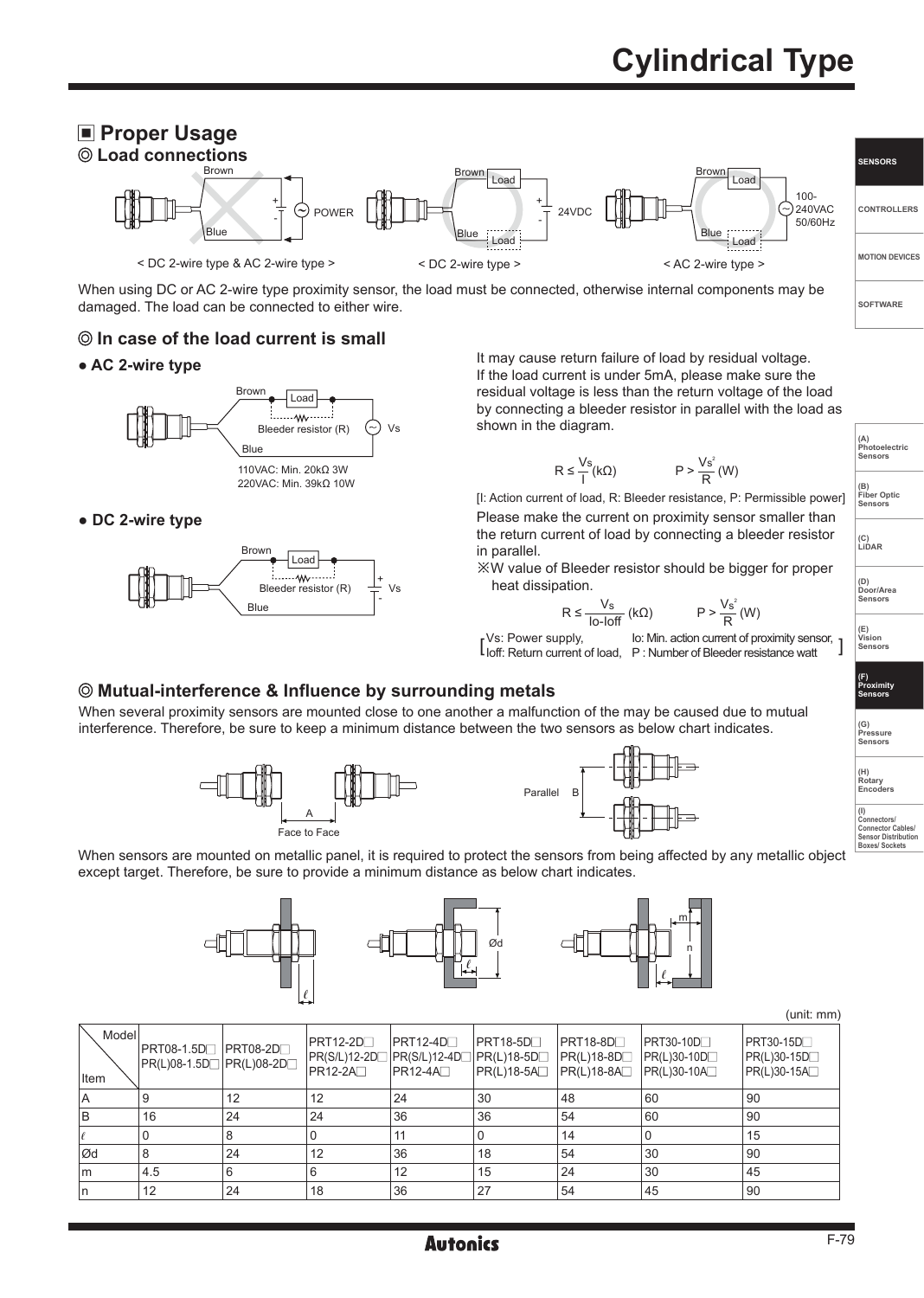# Cylindrical Type

## ■ Proper Usage

### ◎ Load connections

Brown

POWER

Blue

< DC 2-wire type & AC 2-wire type >

Brown Load

24VDC

Blue Load

< DC 2-wire type >

Brown Load

100-240VAC 50/60Hz

Blue Load

< AC 2-wire type >

When using DC or AC 2-wire type proximity sensor, the load must be connected, otherwise internal components may be damaged. The load can be connected to either wire.

### ◎ In case of the load current is small

**● AC 2-wire type**

Brown Load

Bleeder resistor (R) Vs

Blue

110VAC: Min. 20kΩ 3W
220VAC: Min. 39kΩ 10W

It may cause return failure of load by residual voltage. If the load current is under 5mA, please make sure the residual voltage is less than the return voltage of the load by connecting a bleeder resistor in parallel with the load as shown in the diagram.

$$R \leq \frac{V_s}{I}(k\Omega) \qquad P > \frac{V_s^2}{R}(W)$$

[I: Action current of load, R: Bleeder resistance, P: Permissible power]

**● DC 2-wire type**

Brown Load

Bleeder resistor (R) Vs

Blue

Please make the current on proximity sensor smaller than the return current of load by connecting a bleeder resistor in parallel.

※W value of Bleeder resistor should be bigger for proper heat dissipation.

$$R \leq \frac{V_s}{I_o - I_{off}}(k\Omega) \qquad P > \frac{V_s^2}{R}(W)$$

[Vs: Power supply, Io: Min. action current of proximity sensor, Ioff: Return current of load, P : Number of Bleeder resistance watt]

### ◎ Mutual-interference & Influence by surrounding metals

When several proximity sensors are mounted close to one another a malfunction of the may be caused due to mutual interference. Therefore, be sure to keep a minimum distance between the two sensors as below chart indicates.

A
Face to Face

Parallel B

When sensors are mounted on metallic panel, it is required to protect the sensors from being affected by any metallic object except target. Therefore, be sure to provide a minimum distance as below chart indicates.

(unit: mm)

| Model / Item | PRT08-1.5D□ PR(L)08-1.5D□ | PRT08-2D□ PR(L)08-2D□ | PRT12-2D□ PR(S/L)12-2D□ PR12-2A□ | PRT12-4D□ PR(S/L)12-4D□ PR12-4A□ | PRT18-5D□ PR(L)18-5D□ PR(L)18-5A□ | PRT18-8D□ PR(L)18-8D□ PR(L)18-8A□ | PRT30-10D□ PR(L)30-10D□ PR(L)30-10A□ | PRT30-15D□ PR(L)30-15D□ PR(L)30-15A□ |
|---|---|---|---|---|---|---|---|---|
| A | 9 | 12 | 12 | 24 | 30 | 48 | 60 | 90 |
| B | 16 | 24 | 24 | 36 | 36 | 54 | 60 | 90 |
| ℓ | 0 | 8 | 0 | 11 | 0 | 14 | 0 | 15 |
| Ød | 8 | 24 | 12 | 36 | 18 | 54 | 30 | 90 |
| m | 4.5 | 6 | 6 | 12 | 15 | 24 | 30 | 45 |
| n | 12 | 24 | 18 | 36 | 27 | 54 | 45 | 90 |